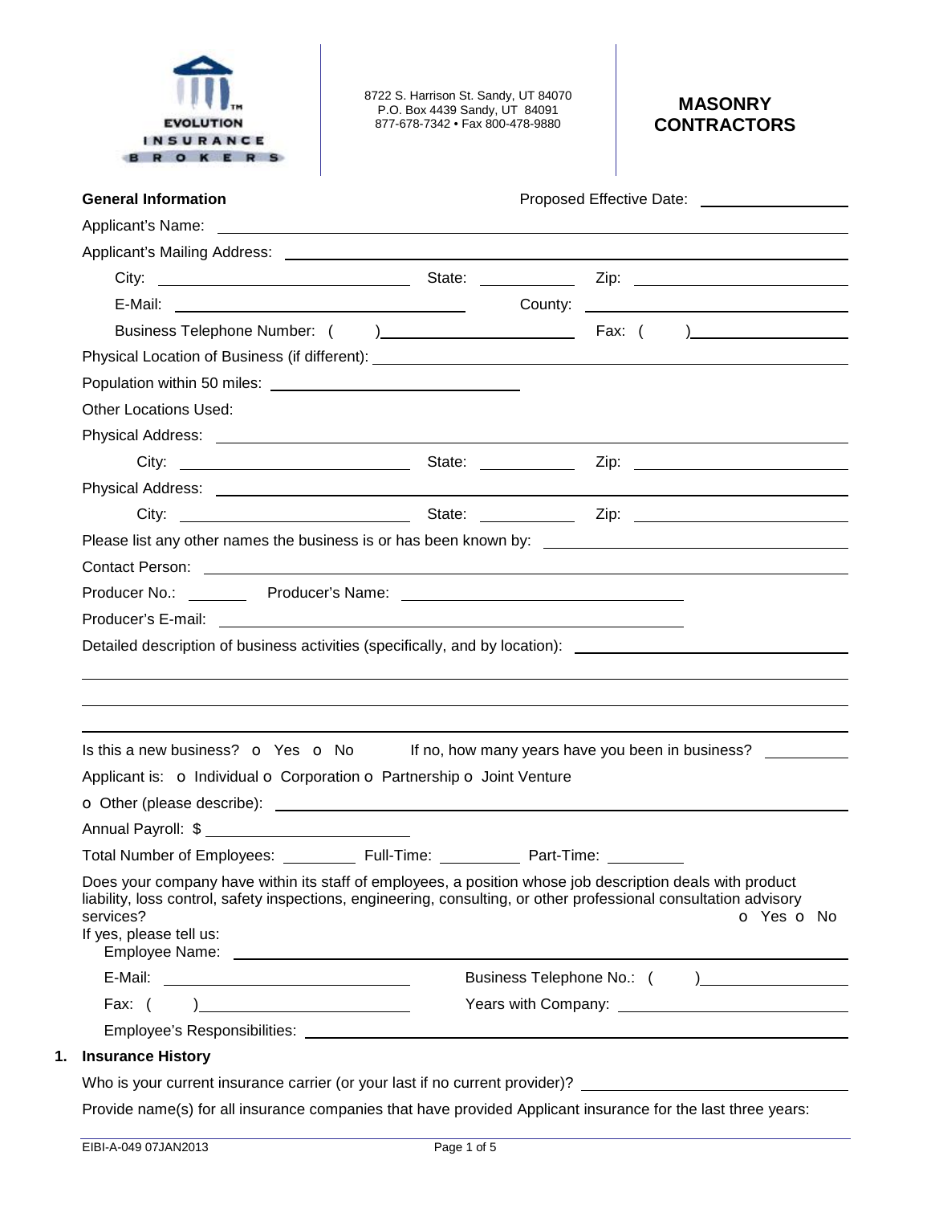EVOLUTION INSURANCE BROKERS

8722 S. Harrison St. Sandy, UT 84070
P.O. Box 4439 Sandy, UT 84091
877-678-7342 • Fax 800-478-9880

# MASONRY CONTRACTORS

**General Information** Proposed Effective Date: ____________

Applicant's Name: ____________

Applicant's Mailing Address: ____________

City: ____________ State: ____________ Zip: ____________

E-Mail: ____________ County: ____________

Business Telephone Number: ( ) ____________ Fax: ( ) ____________

Physical Location of Business (if different): ____________

Population within 50 miles: ____________

Other Locations Used:

Physical Address: ____________

City: ____________ State: ____________ Zip: ____________

Physical Address: ____________

City: ____________ State: ____________ Zip: ____________

Please list any other names the business is or has been known by: ____________

Contact Person: ____________

Producer No.: ________ Producer's Name: ____________

Producer's E-mail: ____________

Detailed description of business activities (specifically, and by location): ____________

____________

____________

____________

Is this a new business? o Yes o No If no, how many years have you been in business? ________

Applicant is: o Individual o Corporation o Partnership o Joint Venture

o Other (please describe): ____________

Annual Payroll: $ ____________

Total Number of Employees: ________ Full-Time: ________ Part-Time: ________

Does your company have within its staff of employees, a position whose job description deals with product liability, loss control, safety inspections, engineering, consulting, or other professional consultation advisory services? o Yes o No

If yes, please tell us:

Employee Name: ____________

E-Mail: ____________ Business Telephone No.: ( ) ____________

Fax: ( ) ____________ Years with Company: ____________

Employee's Responsibilities: ____________

## 1. Insurance History

Who is your current insurance carrier (or your last if no current provider)? ____________

Provide name(s) for all insurance companies that have provided Applicant insurance for the last three years:

EIBI-A-049 07JAN2013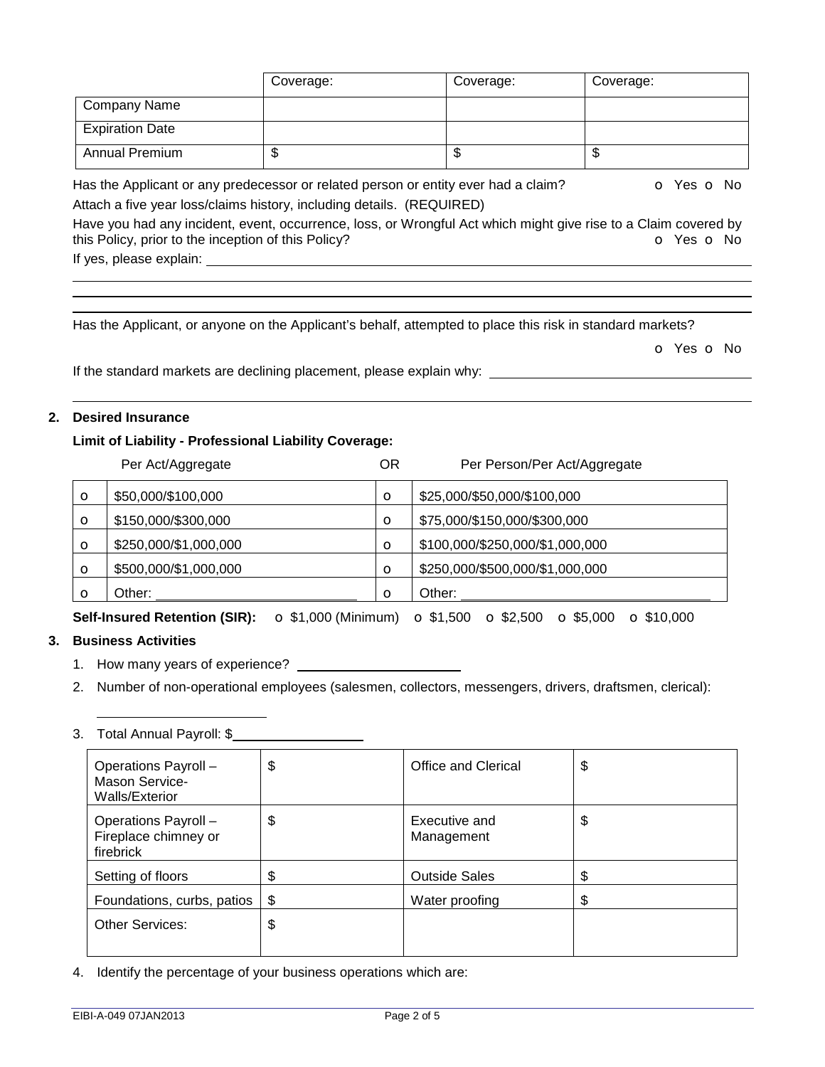| | Coverage: | Coverage: | Coverage: |
|---|---|---|---|
| Company Name | | | |
| Expiration Date | | | |
| Annual Premium | $ | $ | $ |

Has the Applicant or any predecessor or related person or entity ever had a claim? o Yes o No

Attach a five year loss/claims history, including details. (REQUIRED)

Have you had any incident, event, occurrence, loss, or Wrongful Act which might give rise to a Claim covered by this Policy, prior to the inception of this Policy? o Yes o No

If yes, please explain: ______________________________________________

______________________________________________

______________________________________________

______________________________________________

Has the Applicant, or anyone on the Applicant's behalf, attempted to place this risk in standard markets?

o Yes o No

If the standard markets are declining placement, please explain why: ______________________________

______________________________________________

**2. Desired Insurance**

**Limit of Liability - Professional Liability Coverage:**

| | Per Act/Aggregate | OR | Per Person/Per Act/Aggregate |
|---|---|---|---|
| o | $50,000/$100,000 | o | $25,000/$50,000/$100,000 |
| o | $150,000/$300,000 | o | $75,000/$150,000/$300,000 |
| o | $250,000/$1,000,000 | o | $100,000/$250,000/$1,000,000 |
| o | $500,000/$1,000,000 | o | $250,000/$500,000/$1,000,000 |
| o | Other: ____________ | o | Other: ____________ |

**Self-Insured Retention (SIR):** o $1,000 (Minimum) o $1,500 o $2,500 o $5,000 o $10,000

**3. Business Activities**

1. How many years of experience? ____________________
2. Number of non-operational employees (salesmen, collectors, messengers, drivers, draftsmen, clerical): ____________________
3. Total Annual Payroll: $____________________

| | | | |
|---|---|---|---|
| Operations Payroll – Mason Service-Walls/Exterior | $ | Office and Clerical | $ |
| Operations Payroll – Fireplace chimney or firebrick | $ | Executive and Management | $ |
| Setting of floors | $ | Outside Sales | $ |
| Foundations, curbs, patios | $ | Water proofing | $ |
| Other Services: | $ | | |

4. Identify the percentage of your business operations which are: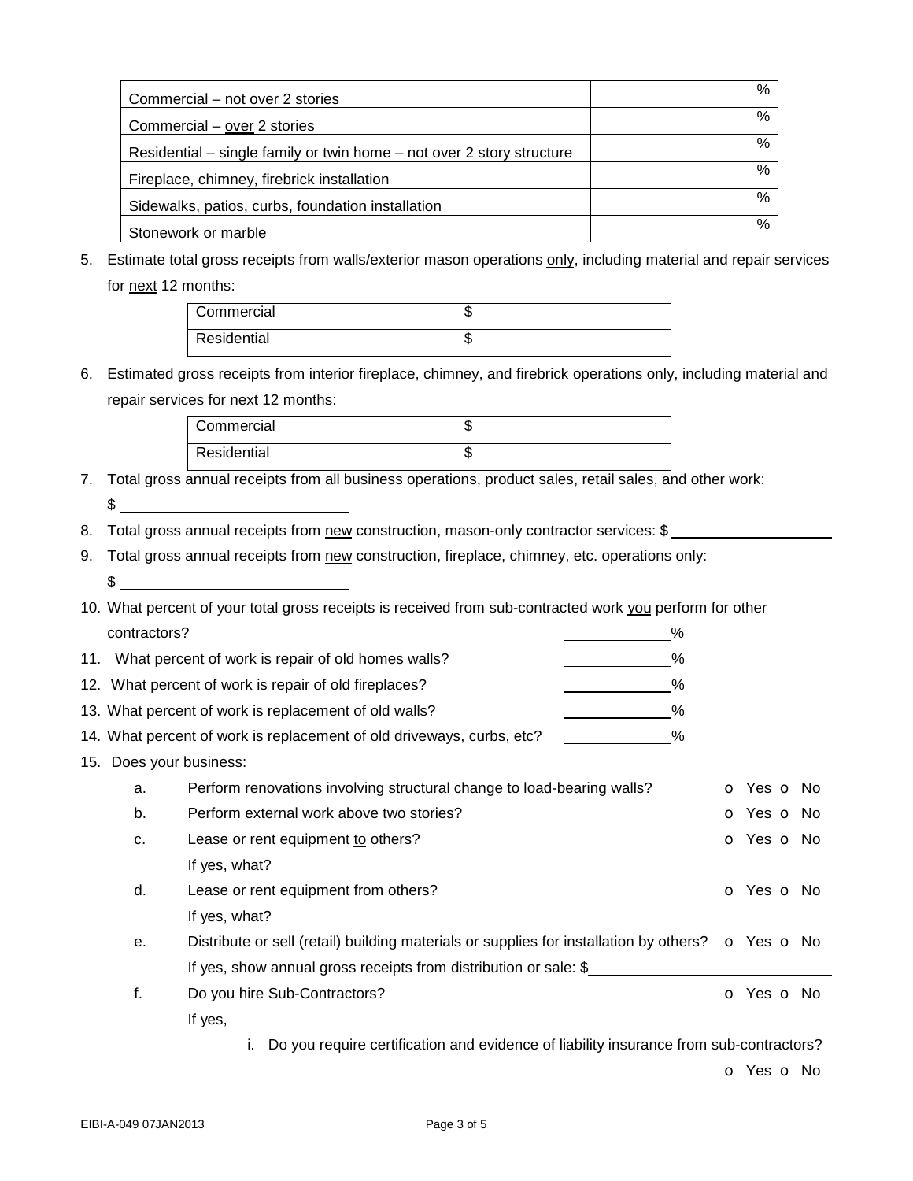| | |
|---|---|
| Commercial – <u>not</u> over 2 stories | % |
| Commercial – <u>over</u> 2 stories | % |
| Residential – single family or twin home – not over 2 story structure | % |
| Fireplace, chimney, firebrick installation | % |
| Sidewalks, patios, curbs, foundation installation | % |
| Stonework or marble | % |

5. Estimate total gross receipts from walls/exterior mason operations <u>only</u>, including material and repair services for <u>next</u> 12 months:

| | |
|---|---|
| Commercial | $ |
| Residential | $ |

6. Estimated gross receipts from interior fireplace, chimney, and firebrick operations only, including material and repair services for next 12 months:

| | |
|---|---|
| Commercial | $ |
| Residential | $ |

7. Total gross annual receipts from all business operations, product sales, retail sales, and other work: $ ______________________

8. Total gross annual receipts from <u>new</u> construction, mason-only contractor services: $ ______________________

9. Total gross annual receipts from <u>new</u> construction, fireplace, chimney, etc. operations only: $ ______________________

10. What percent of your total gross receipts is received from sub-contracted work <u>you</u> perform for other contractors? __________%

11. What percent of work is repair of old homes walls? __________%

12. What percent of work is repair of old fireplaces? __________%

13. What percent of work is replacement of old walls? __________%

14. What percent of work is replacement of old driveways, curbs, etc? __________%

15. Does your business:

    a. Perform renovations involving structural change to load-bearing walls? o Yes o No

    b. Perform external work above two stories? o Yes o No

    c. Lease or rent equipment <u>to</u> others? o Yes o No

       If yes, what? ______________________

    d. Lease or rent equipment <u>from</u> others? o Yes o No

       If yes, what? ______________________

    e. Distribute or sell (retail) building materials or supplies for installation by others? o Yes o No

       If yes, show annual gross receipts from distribution or sale: $ ______________________

    f. Do you hire Sub-Contractors? o Yes o No

       If yes,

       i. Do you require certification and evidence of liability insurance from sub-contractors? o Yes o No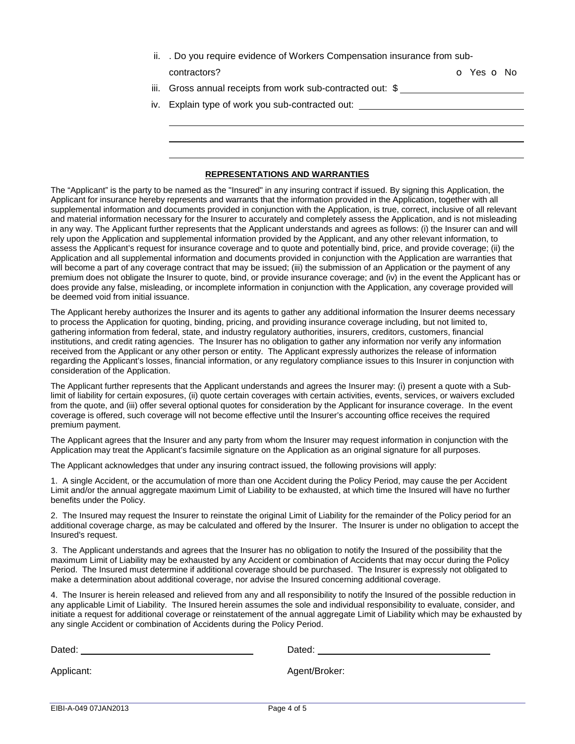ii. . Do you require evidence of Workers Compensation insurance from sub-contractors? o Yes o No

iii. Gross annual receipts from work sub-contracted out: $ ______________________

iv. Explain type of work you sub-contracted out: ______________________________

______________________________________________________________________

______________________________________________________________________

______________________________________________________________________

## REPRESENTATIONS AND WARRANTIES

The "Applicant" is the party to be named as the "Insured" in any insuring contract if issued. By signing this Application, the Applicant for insurance hereby represents and warrants that the information provided in the Application, together with all supplemental information and documents provided in conjunction with the Application, is true, correct, inclusive of all relevant and material information necessary for the Insurer to accurately and completely assess the Application, and is not misleading in any way. The Applicant further represents that the Applicant understands and agrees as follows: (i) the Insurer can and will rely upon the Application and supplemental information provided by the Applicant, and any other relevant information, to assess the Applicant's request for insurance coverage and to quote and potentially bind, price, and provide coverage; (ii) the Application and all supplemental information and documents provided in conjunction with the Application are warranties that will become a part of any coverage contract that may be issued; (iii) the submission of an Application or the payment of any premium does not obligate the Insurer to quote, bind, or provide insurance coverage; and (iv) in the event the Applicant has or does provide any false, misleading, or incomplete information in conjunction with the Application, any coverage provided will be deemed void from initial issuance.

The Applicant hereby authorizes the Insurer and its agents to gather any additional information the Insurer deems necessary to process the Application for quoting, binding, pricing, and providing insurance coverage including, but not limited to, gathering information from federal, state, and industry regulatory authorities, insurers, creditors, customers, financial institutions, and credit rating agencies. The Insurer has no obligation to gather any information nor verify any information received from the Applicant or any other person or entity. The Applicant expressly authorizes the release of information regarding the Applicant's losses, financial information, or any regulatory compliance issues to this Insurer in conjunction with consideration of the Application.

The Applicant further represents that the Applicant understands and agrees the Insurer may: (i) present a quote with a Sub-limit of liability for certain exposures, (ii) quote certain coverages with certain activities, events, services, or waivers excluded from the quote, and (iii) offer several optional quotes for consideration by the Applicant for insurance coverage. In the event coverage is offered, such coverage will not become effective until the Insurer's accounting office receives the required premium payment.

The Applicant agrees that the Insurer and any party from whom the Insurer may request information in conjunction with the Application may treat the Applicant's facsimile signature on the Application as an original signature for all purposes.

The Applicant acknowledges that under any insuring contract issued, the following provisions will apply:

1. A single Accident, or the accumulation of more than one Accident during the Policy Period, may cause the per Accident Limit and/or the annual aggregate maximum Limit of Liability to be exhausted, at which time the Insured will have no further benefits under the Policy.

2. The Insured may request the Insurer to reinstate the original Limit of Liability for the remainder of the Policy period for an additional coverage charge, as may be calculated and offered by the Insurer. The Insurer is under no obligation to accept the Insured's request.

3. The Applicant understands and agrees that the Insurer has no obligation to notify the Insured of the possibility that the maximum Limit of Liability may be exhausted by any Accident or combination of Accidents that may occur during the Policy Period. The Insured must determine if additional coverage should be purchased. The Insurer is expressly not obligated to make a determination about additional coverage, nor advise the Insured concerning additional coverage.

4. The Insurer is herein released and relieved from any and all responsibility to notify the Insured of the possible reduction in any applicable Limit of Liability. The Insured herein assumes the sole and individual responsibility to evaluate, consider, and initiate a request for additional coverage or reinstatement of the annual aggregate Limit of Liability which may be exhausted by any single Accident or combination of Accidents during the Policy Period.

Dated: ______________________________ Dated: ______________________________

Applicant: Agent/Broker:

EIBI-A-049 07JAN2013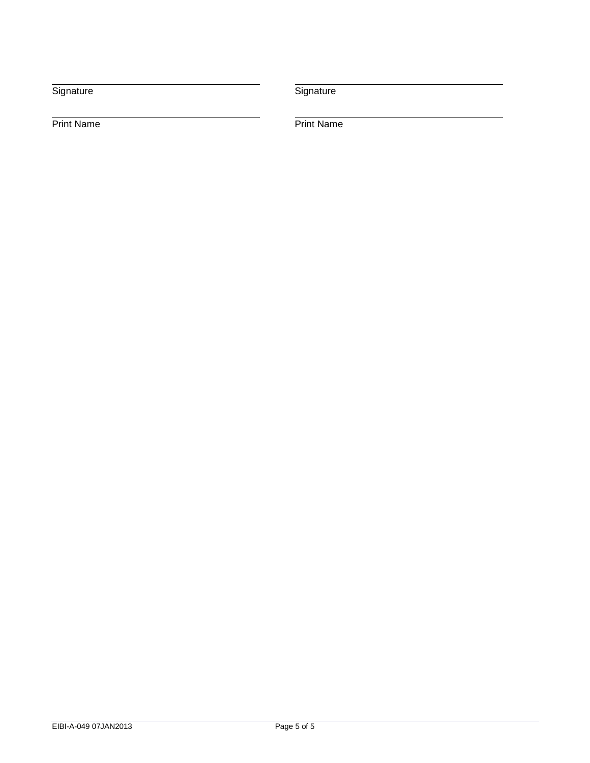| | |
|---|---|
| ______________________________ | ______________________________ |
| Signature | Signature |
| ______________________________ | ______________________________ |
| Print Name | Print Name |

EIBI-A-049 07JAN2013